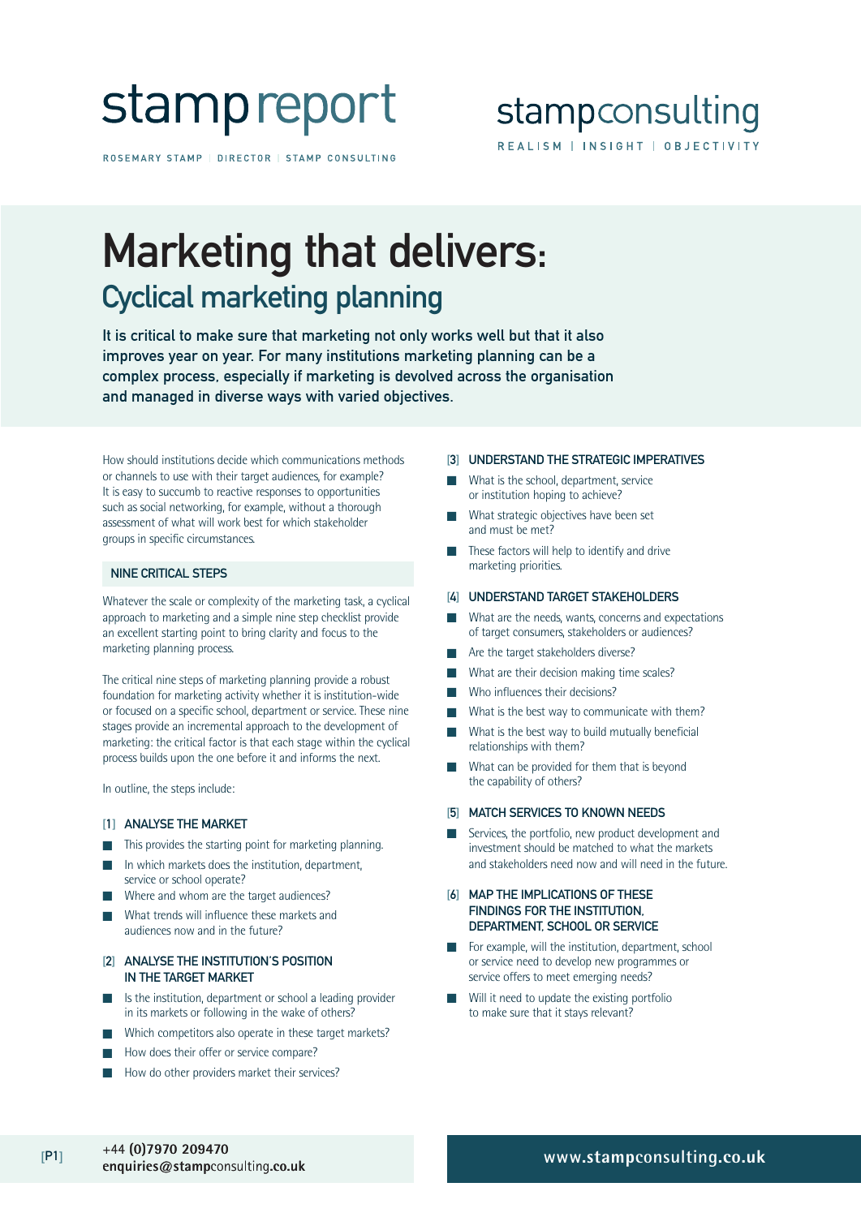stamp report

ROSEMARY STAMP | DIRECTOR | STAMP CONSULTING

stampconsulting

REALISM | INSIGHT | OBJECTIVITY

# Marketing that delivers:

## Cyclical marketing planning

**It is critical to make sure that marketing not only works well but that it also improves year on year. For many institutions marketing planning can be a complex process, especially if marketing is devolved across the organisation and managed in diverse ways with varied objectives.**

How should institutions decide which communications methods or channels to use with their target audiences, for example? It is easy to succumb to reactive responses to opportunities such as social networking, for example, without a thorough assessment of what will work best for which stakeholder groups in specific circumstances.

### NINE CRITICAL STEPS

Whatever the scale or complexity of the marketing task, a cyclical approach to marketing and a simple nine step checklist provide an excellent starting point to bring clarity and focus to the marketing planning process.

The critical nine steps of marketing planning provide a robust foundation for marketing activity whether it is institution-wide or focused on a specific school, department or service. These nine stages provide an incremental approach to the development of marketing: the critical factor is that each stage within the cyclical process builds upon the one before it and informs the next.

In outline, the steps include:

### [1] ANALYSE THE MARKET

- This provides the starting point for marketing planning.
- In which markets does the institution, department, service or school operate?
- Where and whom are the target audiences?
- What trends will influence these markets and audiences now and in the future?

### [2] ANALYSE THE INSTITUTION'S POSITION IN THE TARGET MARKET

- Is the institution, department or school a leading provider in its markets or following in the wake of others?
- Which competitors also operate in these target markets?
- How does their offer or service compare?
- How do other providers market their services?

### [3] UNDERSTAND THE STRATEGIC IMPERATIVES

- What is the school, department, service or institution hoping to achieve?
- What strategic objectives have been set and must be met?
- These factors will help to identify and drive marketing priorities.

### [4] UNDERSTAND TARGET STAKEHOLDERS

- What are the needs, wants, concerns and expectations of target consumers, stakeholders or audiences?
- Are the target stakeholders diverse?
- What are their decision making time scales?
- Who influences their decisions?
- What is the best way to communicate with them?
- What is the best way to build mutually beneficial relationships with them?
- What can be provided for them that is beyond the capability of others?

### [5] MATCH SERVICES TO KNOWN NEEDS

- Services, the portfolio, new product development and investment should be matched to what the markets and stakeholders need now and will need in the future.

### [6] MAP THE IMPLICATIONS OF THESE FINDINGS FOR THE INSTITUTION, DEPARTMENT, SCHOOL OR SERVICE

- For example, will the institution, department, school or service need to develop new programmes or service offers to meet emerging needs?
- Will it need to update the existing portfolio to make sure that it stays relevant?

+44 (0)7970 209470
enquiries@stampconsulting.co.uk

www.stampconsulting.co.uk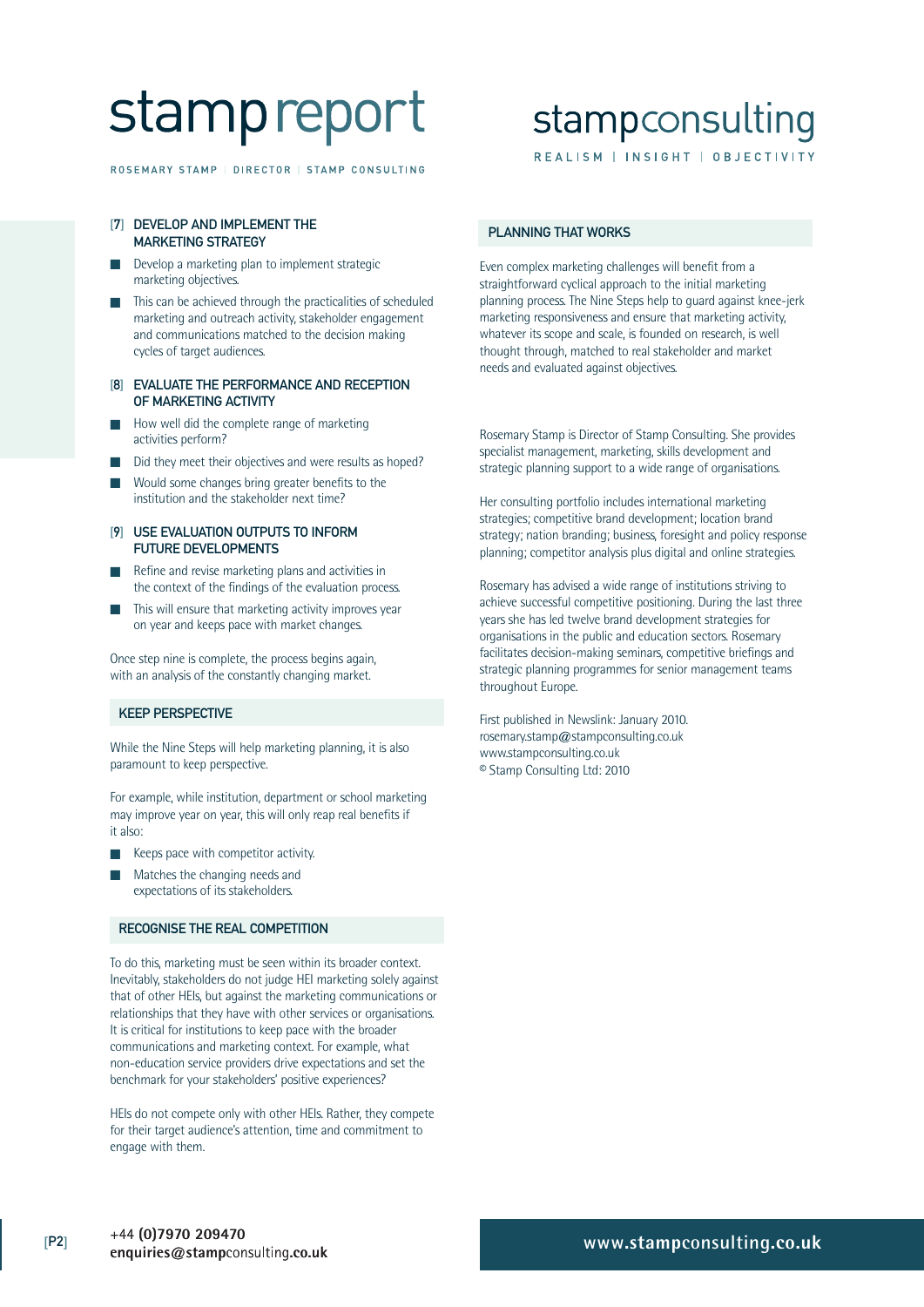# stamp report

ROSEMARY STAMP | DIRECTOR | STAMP CONSULTING

stampconsulting

REALISM | INSIGHT | OBJECTIVITY

### [7] DEVELOP AND IMPLEMENT THE MARKETING STRATEGY

- Develop a marketing plan to implement strategic marketing objectives.
- This can be achieved through the practicalities of scheduled marketing and outreach activity, stakeholder engagement and communications matched to the decision making cycles of target audiences.

### [8] EVALUATE THE PERFORMANCE AND RECEPTION OF MARKETING ACTIVITY

- How well did the complete range of marketing activities perform?
- Did they meet their objectives and were results as hoped?
- Would some changes bring greater benefits to the institution and the stakeholder next time?

### [9] USE EVALUATION OUTPUTS TO INFORM FUTURE DEVELOPMENTS

- Refine and revise marketing plans and activities in the context of the findings of the evaluation process.
- This will ensure that marketing activity improves year on year and keeps pace with market changes.

Once step nine is complete, the process begins again, with an analysis of the constantly changing market.

## KEEP PERSPECTIVE

While the Nine Steps will help marketing planning, it is also paramount to keep perspective.

For example, while institution, department or school marketing may improve year on year, this will only reap real benefits if it also:

- Keeps pace with competitor activity.
- Matches the changing needs and expectations of its stakeholders.

## RECOGNISE THE REAL COMPETITION

To do this, marketing must be seen within its broader context. Inevitably, stakeholders do not judge HEI marketing solely against that of other HEIs, but against the marketing communications or relationships that they have with other services or organisations. It is critical for institutions to keep pace with the broader communications and marketing context. For example, what non-education service providers drive expectations and set the benchmark for your stakeholders' positive experiences?

HEIs do not compete only with other HEIs. Rather, they compete for their target audience's attention, time and commitment to engage with them.

## PLANNING THAT WORKS

Even complex marketing challenges will benefit from a straightforward cyclical approach to the initial marketing planning process. The Nine Steps help to guard against knee-jerk marketing responsiveness and ensure that marketing activity, whatever its scope and scale, is founded on research, is well thought through, matched to real stakeholder and market needs and evaluated against objectives.

Rosemary Stamp is Director of Stamp Consulting. She provides specialist management, marketing, skills development and strategic planning support to a wide range of organisations.

Her consulting portfolio includes international marketing strategies; competitive brand development; location brand strategy; nation branding; business, foresight and policy response planning; competitor analysis plus digital and online strategies.

Rosemary has advised a wide range of institutions striving to achieve successful competitive positioning. During the last three years she has led twelve brand development strategies for organisations in the public and education sectors. Rosemary facilitates decision-making seminars, competitive briefings and strategic planning programmes for senior management teams throughout Europe.

First published in Newslink: January 2010.
rosemary.stamp@stampconsulting.co.uk
www.stampconsulting.co.uk
© Stamp Consulting Ltd: 2010

+44 (0)7970 209470
enquiries@stampconsulting.co.uk

www.stampconsulting.co.uk